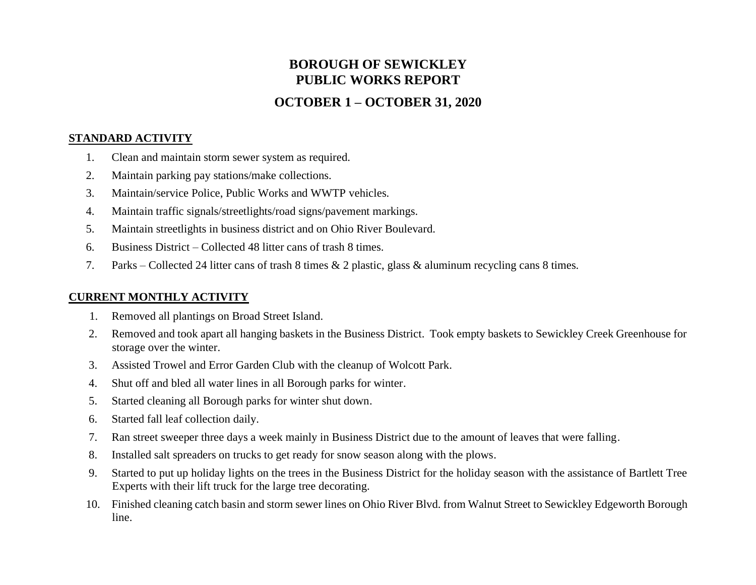# BOROUGH OF SEWICKLEY
# PUBLIC WORKS REPORT

## OCTOBER 1 – OCTOBER 31, 2020

**STANDARD ACTIVITY**

1. Clean and maintain storm sewer system as required.
2. Maintain parking pay stations/make collections.
3. Maintain/service Police, Public Works and WWTP vehicles.
4. Maintain traffic signals/streetlights/road signs/pavement markings.
5. Maintain streetlights in business district and on Ohio River Boulevard.
6. Business District – Collected 48 litter cans of trash 8 times.
7. Parks – Collected 24 litter cans of trash 8 times & 2 plastic, glass & aluminum recycling cans 8 times.

**CURRENT MONTHLY ACTIVITY**

1. Removed all plantings on Broad Street Island.
2. Removed and took apart all hanging baskets in the Business District. Took empty baskets to Sewickley Creek Greenhouse for storage over the winter.
3. Assisted Trowel and Error Garden Club with the cleanup of Wolcott Park.
4. Shut off and bled all water lines in all Borough parks for winter.
5. Started cleaning all Borough parks for winter shut down.
6. Started fall leaf collection daily.
7. Ran street sweeper three days a week mainly in Business District due to the amount of leaves that were falling.
8. Installed salt spreaders on trucks to get ready for snow season along with the plows.
9. Started to put up holiday lights on the trees in the Business District for the holiday season with the assistance of Bartlett Tree Experts with their lift truck for the large tree decorating.
10. Finished cleaning catch basin and storm sewer lines on Ohio River Blvd. from Walnut Street to Sewickley Edgeworth Borough line.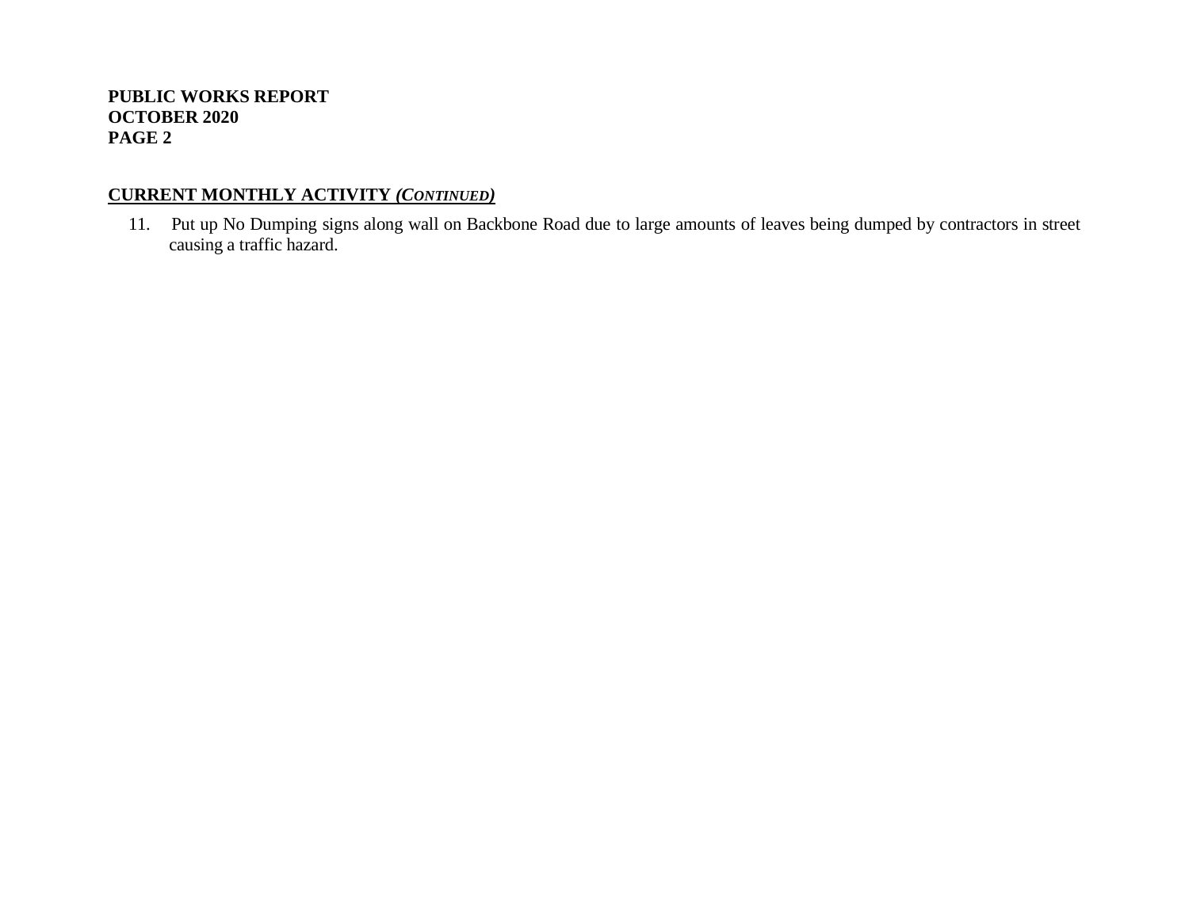## CURRENT MONTHLY ACTIVITY *(CONTINUED)*

11. Put up No Dumping signs along wall on Backbone Road due to large amounts of leaves being dumped by contractors in street causing a traffic hazard.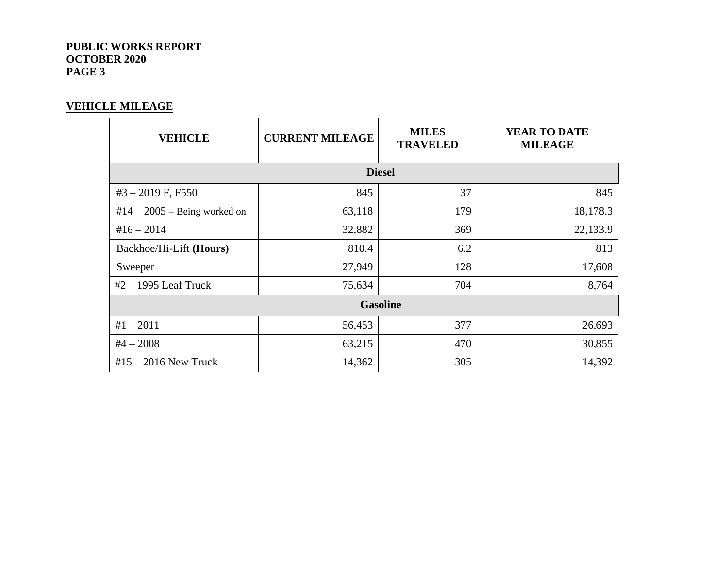**PUBLIC WORKS REPORT**
**OCTOBER 2020**
**PAGE 3**

## VEHICLE MILEAGE

| VEHICLE | CURRENT MILEAGE | MILES TRAVELED | YEAR TO DATE MILEAGE |
|---|---|---|---|
| **Diesel** | | | |
| #3 – 2019 F, F550 | 845 | 37 | 845 |
| #14 – 2005 – Being worked on | 63,118 | 179 | 18,178.3 |
| #16 – 2014 | 32,882 | 369 | 22,133.9 |
| Backhoe/Hi-Lift **(Hours)** | 810.4 | 6.2 | 813 |
| Sweeper | 27,949 | 128 | 17,608 |
| #2 – 1995 Leaf Truck | 75,634 | 704 | 8,764 |
| **Gasoline** | | | |
| #1 – 2011 | 56,453 | 377 | 26,693 |
| #4 – 2008 | 63,215 | 470 | 30,855 |
| #15 – 2016 New Truck | 14,362 | 305 | 14,392 |